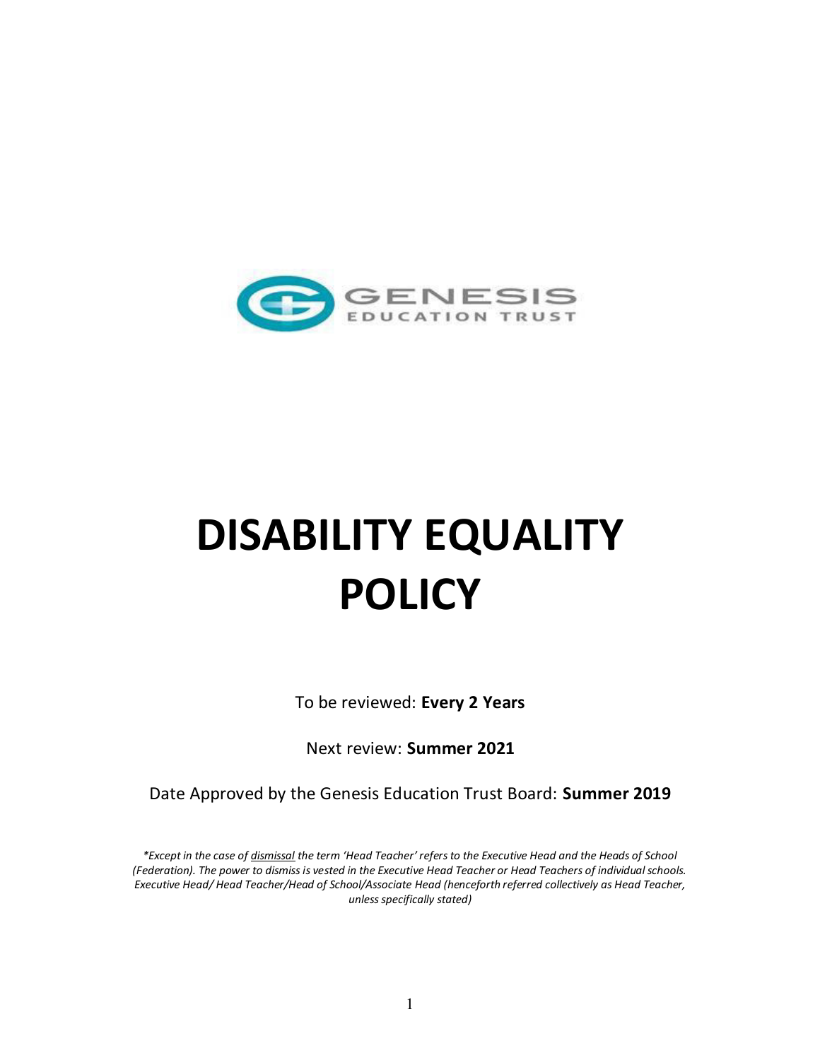GENESIS
EDUCATION TRUST

# DISABILITY EQUALITY POLICY

To be reviewed: **Every 2 Years**

Next review: **Summer 2021**

Date Approved by the Genesis Education Trust Board: **Summer 2019**

*\*Except in the case of <u>dismissal</u> the term 'Head Teacher' refers to the Executive Head and the Heads of School (Federation). The power to dismiss is vested in the Executive Head Teacher or Head Teachers of individual schools. Executive Head/ Head Teacher/Head of School/Associate Head (henceforth referred collectively as Head Teacher, unless specifically stated)*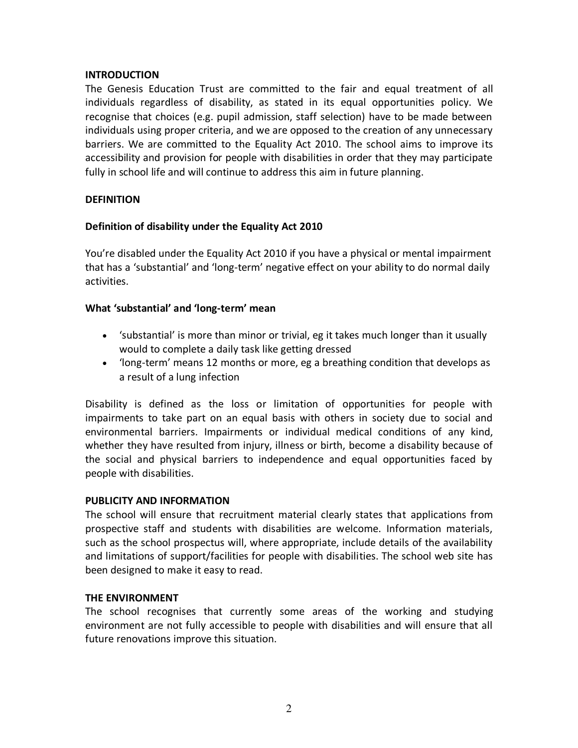## INTRODUCTION

The Genesis Education Trust are committed to the fair and equal treatment of all individuals regardless of disability, as stated in its equal opportunities policy. We recognise that choices (e.g. pupil admission, staff selection) have to be made between individuals using proper criteria, and we are opposed to the creation of any unnecessary barriers. We are committed to the Equality Act 2010. The school aims to improve its accessibility and provision for people with disabilities in order that they may participate fully in school life and will continue to address this aim in future planning.

## DEFINITION

### Definition of disability under the Equality Act 2010

You're disabled under the Equality Act 2010 if you have a physical or mental impairment that has a 'substantial' and 'long-term' negative effect on your ability to do normal daily activities.

### What 'substantial' and 'long-term' mean

- 'substantial' is more than minor or trivial, eg it takes much longer than it usually would to complete a daily task like getting dressed
- 'long-term' means 12 months or more, eg a breathing condition that develops as a result of a lung infection

Disability is defined as the loss or limitation of opportunities for people with impairments to take part on an equal basis with others in society due to social and environmental barriers. Impairments or individual medical conditions of any kind, whether they have resulted from injury, illness or birth, become a disability because of the social and physical barriers to independence and equal opportunities faced by people with disabilities.

## PUBLICITY AND INFORMATION

The school will ensure that recruitment material clearly states that applications from prospective staff and students with disabilities are welcome. Information materials, such as the school prospectus will, where appropriate, include details of the availability and limitations of support/facilities for people with disabilities. The school web site has been designed to make it easy to read.

## THE ENVIRONMENT

The school recognises that currently some areas of the working and studying environment are not fully accessible to people with disabilities and will ensure that all future renovations improve this situation.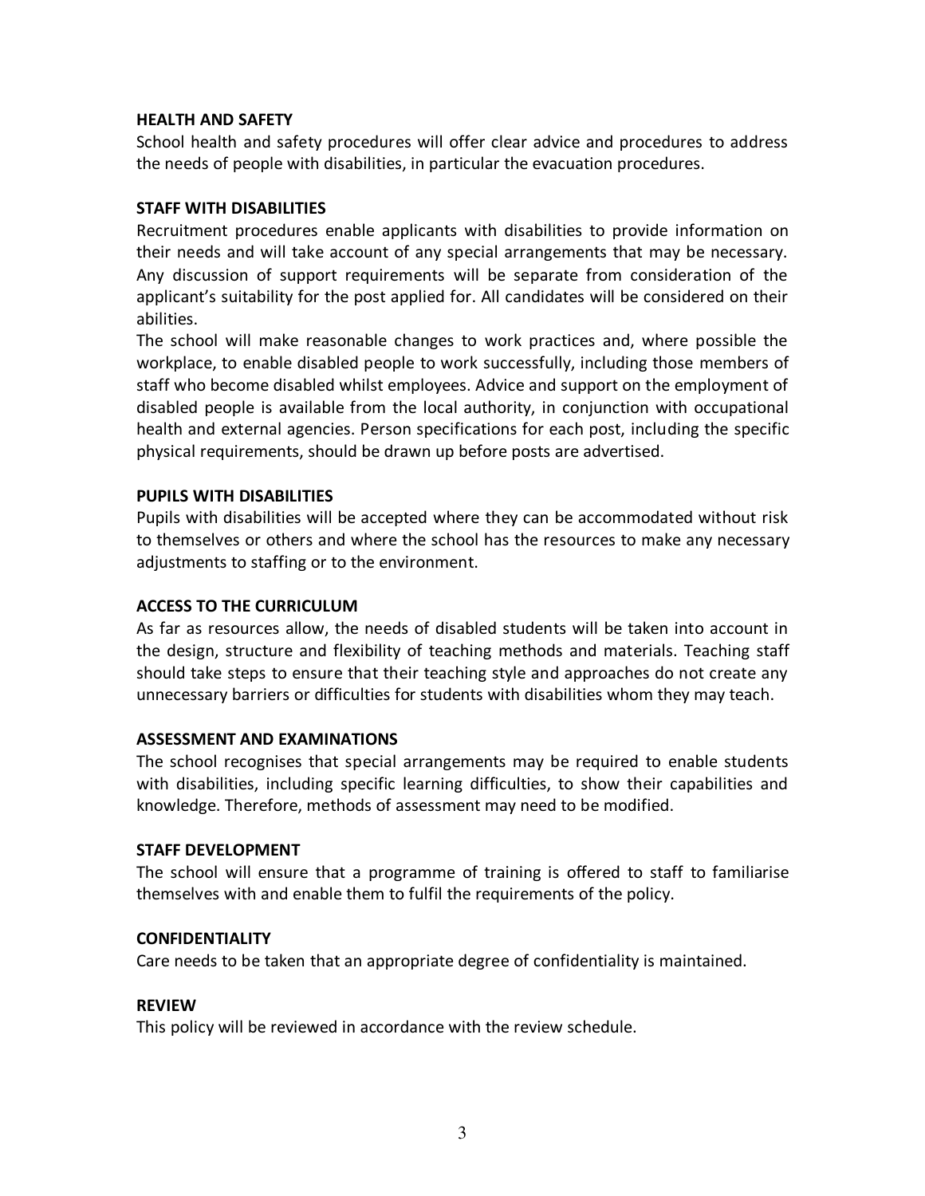**HEALTH AND SAFETY**

School health and safety procedures will offer clear advice and procedures to address the needs of people with disabilities, in particular the evacuation procedures.

**STAFF WITH DISABILITIES**

Recruitment procedures enable applicants with disabilities to provide information on their needs and will take account of any special arrangements that may be necessary. Any discussion of support requirements will be separate from consideration of the applicant's suitability for the post applied for. All candidates will be considered on their abilities.

The school will make reasonable changes to work practices and, where possible the workplace, to enable disabled people to work successfully, including those members of staff who become disabled whilst employees. Advice and support on the employment of disabled people is available from the local authority, in conjunction with occupational health and external agencies. Person specifications for each post, including the specific physical requirements, should be drawn up before posts are advertised.

**PUPILS WITH DISABILITIES**

Pupils with disabilities will be accepted where they can be accommodated without risk to themselves or others and where the school has the resources to make any necessary adjustments to staffing or to the environment.

**ACCESS TO THE CURRICULUM**

As far as resources allow, the needs of disabled students will be taken into account in the design, structure and flexibility of teaching methods and materials. Teaching staff should take steps to ensure that their teaching style and approaches do not create any unnecessary barriers or difficulties for students with disabilities whom they may teach.

**ASSESSMENT AND EXAMINATIONS**

The school recognises that special arrangements may be required to enable students with disabilities, including specific learning difficulties, to show their capabilities and knowledge. Therefore, methods of assessment may need to be modified.

**STAFF DEVELOPMENT**

The school will ensure that a programme of training is offered to staff to familiarise themselves with and enable them to fulfil the requirements of the policy.

**CONFIDENTIALITY**

Care needs to be taken that an appropriate degree of confidentiality is maintained.

**REVIEW**

This policy will be reviewed in accordance with the review schedule.